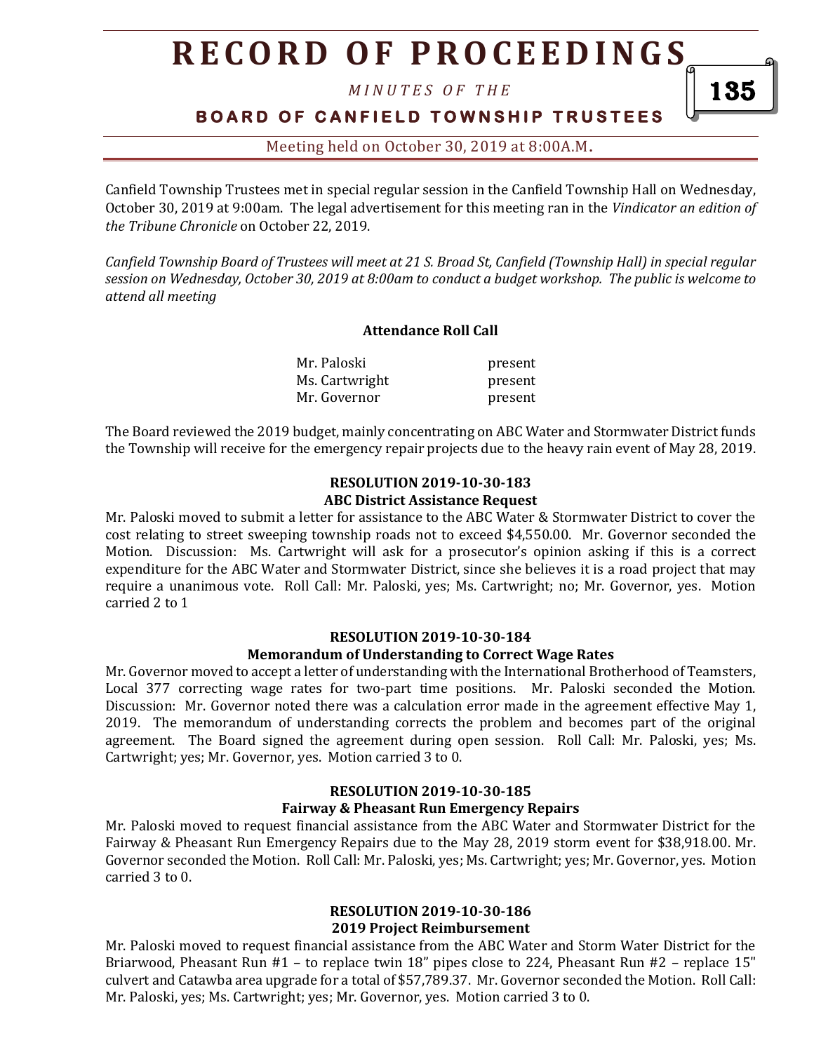# RECORD OF PROCEEDINGS

*MINUTES OF THE*

**BOARD OF CANFIELD TOWNSHIP TRUSTEES**

Meeting held on October 30, 2019 at 8:00A.M.

Canfield Township Trustees met in special regular session in the Canfield Township Hall on Wednesday, October 30, 2019 at 9:00am. The legal advertisement for this meeting ran in the *Vindicator an edition of the Tribune Chronicle* on October 22, 2019.

*Canfield Township Board of Trustees will meet at 21 S. Broad St, Canfield (Township Hall) in special regular session on Wednesday, October 30, 2019 at 8:00am to conduct a budget workshop. The public is welcome to attend all meeting*

**Attendance Roll Call**

| | |
|---|---|
| Mr. Paloski | present |
| Ms. Cartwright | present |
| Mr. Governor | present |

The Board reviewed the 2019 budget, mainly concentrating on ABC Water and Stormwater District funds the Township will receive for the emergency repair projects due to the heavy rain event of May 28, 2019.

**RESOLUTION 2019-10-30-183**
**ABC District Assistance Request**

Mr. Paloski moved to submit a letter for assistance to the ABC Water & Stormwater District to cover the cost relating to street sweeping township roads not to exceed $4,550.00. Mr. Governor seconded the Motion. Discussion: Ms. Cartwright will ask for a prosecutor's opinion asking if this is a correct expenditure for the ABC Water and Stormwater District, since she believes it is a road project that may require a unanimous vote. Roll Call: Mr. Paloski, yes; Ms. Cartwright; no; Mr. Governor, yes. Motion carried 2 to 1

**RESOLUTION 2019-10-30-184**
**Memorandum of Understanding to Correct Wage Rates**

Mr. Governor moved to accept a letter of understanding with the International Brotherhood of Teamsters, Local 377 correcting wage rates for two-part time positions. Mr. Paloski seconded the Motion. Discussion: Mr. Governor noted there was a calculation error made in the agreement effective May 1, 2019. The memorandum of understanding corrects the problem and becomes part of the original agreement. The Board signed the agreement during open session. Roll Call: Mr. Paloski, yes; Ms. Cartwright; yes; Mr. Governor, yes. Motion carried 3 to 0.

**RESOLUTION 2019-10-30-185**
**Fairway & Pheasant Run Emergency Repairs**

Mr. Paloski moved to request financial assistance from the ABC Water and Stormwater District for the Fairway & Pheasant Run Emergency Repairs due to the May 28, 2019 storm event for $38,918.00. Mr. Governor seconded the Motion. Roll Call: Mr. Paloski, yes; Ms. Cartwright; yes; Mr. Governor, yes. Motion carried 3 to 0.

**RESOLUTION 2019-10-30-186**
**2019 Project Reimbursement**

Mr. Paloski moved to request financial assistance from the ABC Water and Storm Water District for the Briarwood, Pheasant Run #1 – to replace twin 18" pipes close to 224, Pheasant Run #2 – replace 15" culvert and Catawba area upgrade for a total of $57,789.37. Mr. Governor seconded the Motion. Roll Call: Mr. Paloski, yes; Ms. Cartwright; yes; Mr. Governor, yes. Motion carried 3 to 0.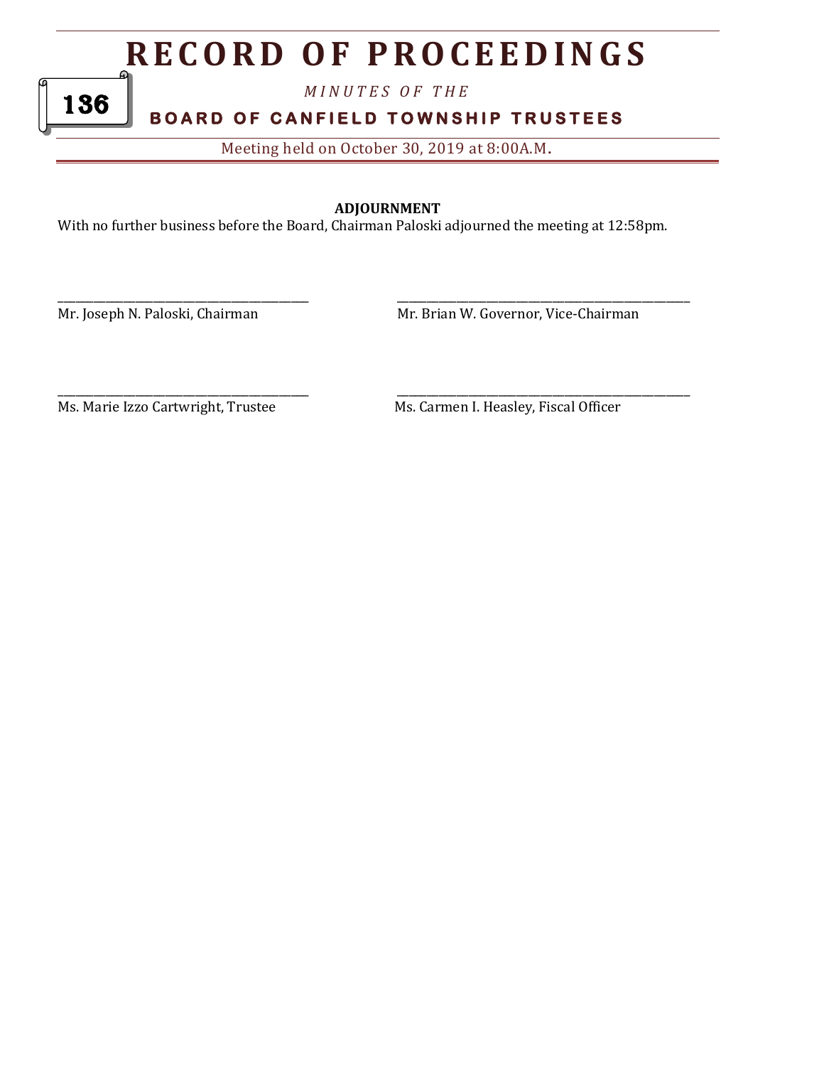**ADJOURNMENT**

With no further business before the Board, Chairman Paloski adjourned the meeting at 12:58pm.

| | |
|---|---|
| \_\_\_\_\_\_\_\_\_\_\_\_\_\_\_\_\_\_\_\_\_\_\_\_\_\_\_\_\_\_\_\_\_\_\_\_\_\_\_\_ | \_\_\_\_\_\_\_\_\_\_\_\_\_\_\_\_\_\_\_\_\_\_\_\_\_\_\_\_\_\_\_\_\_\_\_\_\_\_\_\_ |
| Mr. Joseph N. Paloski, Chairman | Mr. Brian W. Governor, Vice-Chairman |
| \_\_\_\_\_\_\_\_\_\_\_\_\_\_\_\_\_\_\_\_\_\_\_\_\_\_\_\_\_\_\_\_\_\_\_\_\_\_\_\_ | \_\_\_\_\_\_\_\_\_\_\_\_\_\_\_\_\_\_\_\_\_\_\_\_\_\_\_\_\_\_\_\_\_\_\_\_\_\_\_\_ |
| Ms. Marie Izzo Cartwright, Trustee | Ms. Carmen I. Heasley, Fiscal Officer |